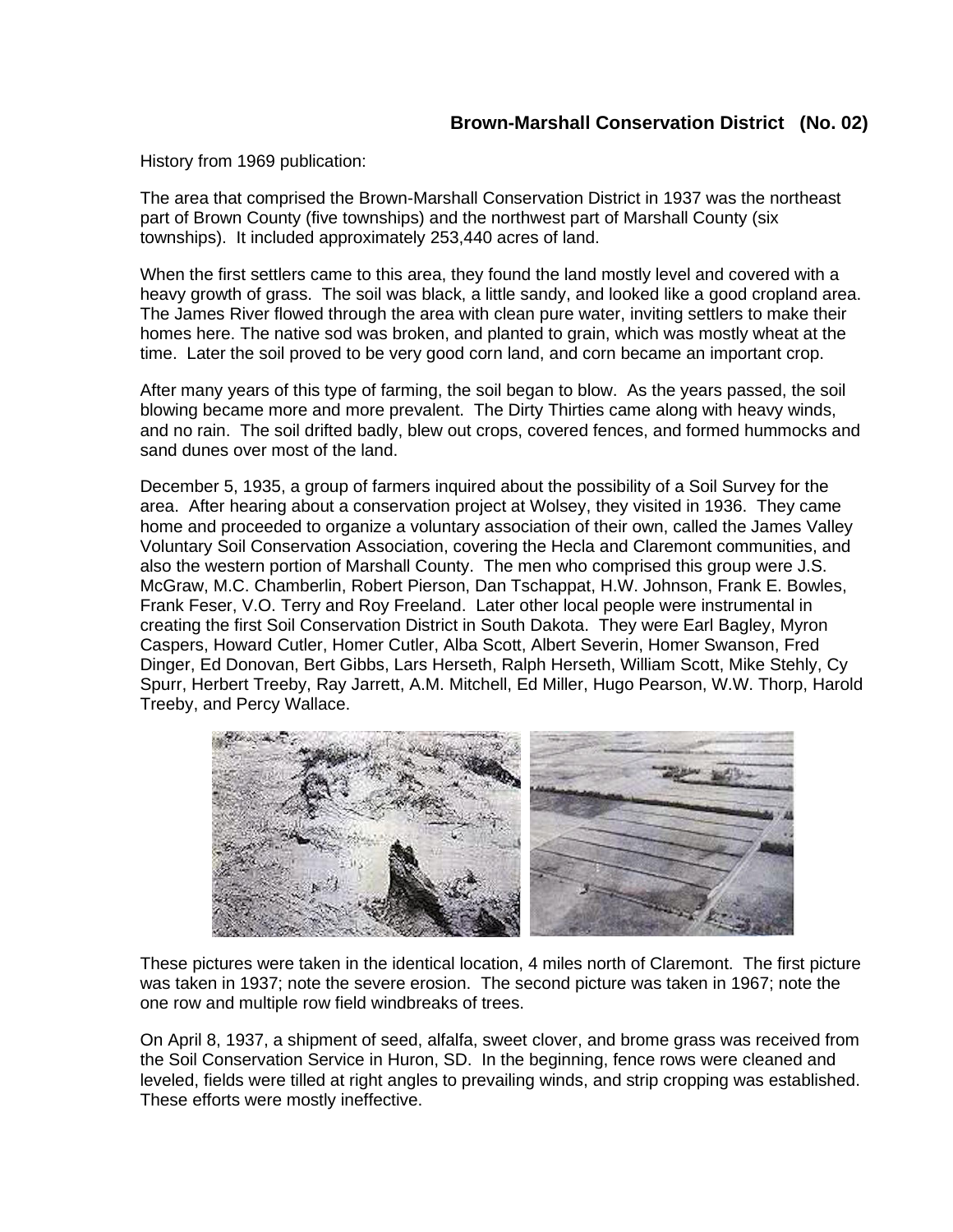## Brown-Marshall Conservation District (No. 02)

History from 1969 publication:

The area that comprised the Brown-Marshall Conservation District in 1937 was the northeast part of Brown County (five townships) and the northwest part of Marshall County (six townships). It included approximately 253,440 acres of land.

When the first settlers came to this area, they found the land mostly level and covered with a heavy growth of grass. The soil was black, a little sandy, and looked like a good cropland area. The James River flowed through the area with clean pure water, inviting settlers to make their homes here. The native sod was broken, and planted to grain, which was mostly wheat at the time. Later the soil proved to be very good corn land, and corn became an important crop.

After many years of this type of farming, the soil began to blow. As the years passed, the soil blowing became more and more prevalent. The Dirty Thirties came along with heavy winds, and no rain. The soil drifted badly, blew out crops, covered fences, and formed hummocks and sand dunes over most of the land.

December 5, 1935, a group of farmers inquired about the possibility of a Soil Survey for the area. After hearing about a conservation project at Wolsey, they visited in 1936. They came home and proceeded to organize a voluntary association of their own, called the James Valley Voluntary Soil Conservation Association, covering the Hecla and Claremont communities, and also the western portion of Marshall County. The men who comprised this group were J.S. McGraw, M.C. Chamberlin, Robert Pierson, Dan Tschappat, H.W. Johnson, Frank E. Bowles, Frank Feser, V.O. Terry and Roy Freeland. Later other local people were instrumental in creating the first Soil Conservation District in South Dakota. They were Earl Bagley, Myron Caspers, Howard Cutler, Homer Cutler, Alba Scott, Albert Severin, Homer Swanson, Fred Dinger, Ed Donovan, Bert Gibbs, Lars Herseth, Ralph Herseth, William Scott, Mike Stehly, Cy Spurr, Herbert Treeby, Ray Jarrett, A.M. Mitchell, Ed Miller, Hugo Pearson, W.W. Thorp, Harold Treeby, and Percy Wallace.

These pictures were taken in the identical location, 4 miles north of Claremont. The first picture was taken in 1937; note the severe erosion. The second picture was taken in 1967; note the one row and multiple row field windbreaks of trees.

On April 8, 1937, a shipment of seed, alfalfa, sweet clover, and brome grass was received from the Soil Conservation Service in Huron, SD. In the beginning, fence rows were cleaned and leveled, fields were tilled at right angles to prevailing winds, and strip cropping was established. These efforts were mostly ineffective.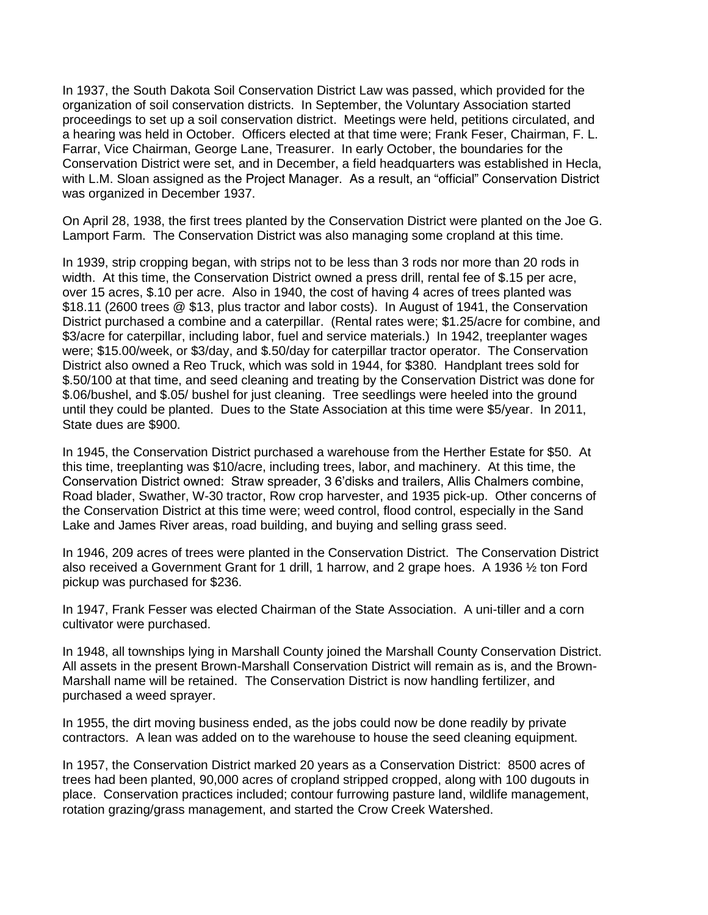In 1937, the South Dakota Soil Conservation District Law was passed, which provided for the organization of soil conservation districts. In September, the Voluntary Association started proceedings to set up a soil conservation district. Meetings were held, petitions circulated, and a hearing was held in October. Officers elected at that time were; Frank Feser, Chairman, F. L. Farrar, Vice Chairman, George Lane, Treasurer. In early October, the boundaries for the Conservation District were set, and in December, a field headquarters was established in Hecla, with L.M. Sloan assigned as the Project Manager. As a result, an "official" Conservation District was organized in December 1937.

On April 28, 1938, the first trees planted by the Conservation District were planted on the Joe G. Lamport Farm. The Conservation District was also managing some cropland at this time.

In 1939, strip cropping began, with strips not to be less than 3 rods nor more than 20 rods in width. At this time, the Conservation District owned a press drill, rental fee of $.15 per acre, over 15 acres, $.10 per acre. Also in 1940, the cost of having 4 acres of trees planted was $18.11 (2600 trees @ $13, plus tractor and labor costs). In August of 1941, the Conservation District purchased a combine and a caterpillar. (Rental rates were; $1.25/acre for combine, and $3/acre for caterpillar, including labor, fuel and service materials.) In 1942, treeplanter wages were; $15.00/week, or $3/day, and $.50/day for caterpillar tractor operator. The Conservation District also owned a Reo Truck, which was sold in 1944, for $380. Handplant trees sold for $.50/100 at that time, and seed cleaning and treating by the Conservation District was done for $.06/bushel, and $.05/ bushel for just cleaning. Tree seedlings were heeled into the ground until they could be planted. Dues to the State Association at this time were $5/year. In 2011, State dues are $900.

In 1945, the Conservation District purchased a warehouse from the Herther Estate for $50. At this time, treeplanting was $10/acre, including trees, labor, and machinery. At this time, the Conservation District owned: Straw spreader, 3 6'disks and trailers, Allis Chalmers combine, Road blader, Swather, W-30 tractor, Row crop harvester, and 1935 pick-up. Other concerns of the Conservation District at this time were; weed control, flood control, especially in the Sand Lake and James River areas, road building, and buying and selling grass seed.

In 1946, 209 acres of trees were planted in the Conservation District. The Conservation District also received a Government Grant for 1 drill, 1 harrow, and 2 grape hoes. A 1936 ½ ton Ford pickup was purchased for $236.

In 1947, Frank Fesser was elected Chairman of the State Association. A uni-tiller and a corn cultivator were purchased.

In 1948, all townships lying in Marshall County joined the Marshall County Conservation District. All assets in the present Brown-Marshall Conservation District will remain as is, and the Brown-Marshall name will be retained. The Conservation District is now handling fertilizer, and purchased a weed sprayer.

In 1955, the dirt moving business ended, as the jobs could now be done readily by private contractors. A lean was added on to the warehouse to house the seed cleaning equipment.

In 1957, the Conservation District marked 20 years as a Conservation District: 8500 acres of trees had been planted, 90,000 acres of cropland stripped cropped, along with 100 dugouts in place. Conservation practices included; contour furrowing pasture land, wildlife management, rotation grazing/grass management, and started the Crow Creek Watershed.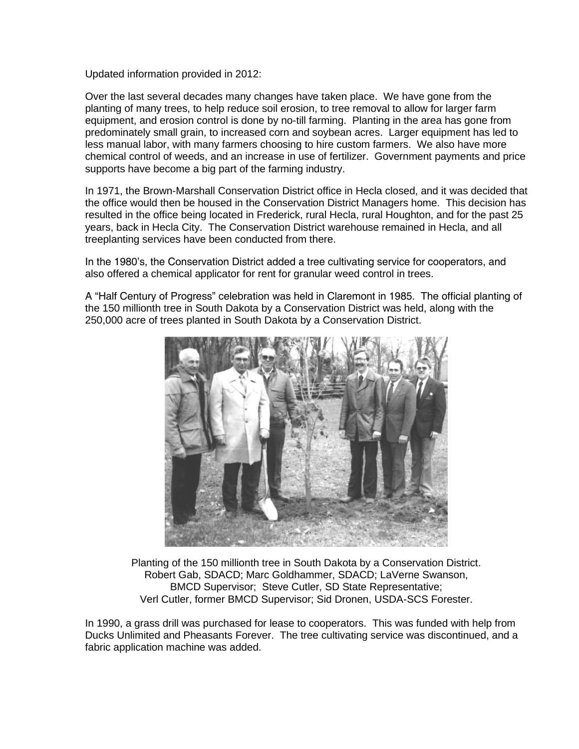Updated information provided in 2012:

Over the last several decades many changes have taken place. We have gone from the planting of many trees, to help reduce soil erosion, to tree removal to allow for larger farm equipment, and erosion control is done by no-till farming. Planting in the area has gone from predominately small grain, to increased corn and soybean acres. Larger equipment has led to less manual labor, with many farmers choosing to hire custom farmers. We also have more chemical control of weeds, and an increase in use of fertilizer. Government payments and price supports have become a big part of the farming industry.

In 1971, the Brown-Marshall Conservation District office in Hecla closed, and it was decided that the office would then be housed in the Conservation District Managers home. This decision has resulted in the office being located in Frederick, rural Hecla, rural Houghton, and for the past 25 years, back in Hecla City. The Conservation District warehouse remained in Hecla, and all treeplanting services have been conducted from there.

In the 1980's, the Conservation District added a tree cultivating service for cooperators, and also offered a chemical applicator for rent for granular weed control in trees.

A "Half Century of Progress" celebration was held in Claremont in 1985. The official planting of the 150 millionth tree in South Dakota by a Conservation District was held, along with the 250,000 acre of trees planted in South Dakota by a Conservation District.

Planting of the 150 millionth tree in South Dakota by a Conservation District.
Robert Gab, SDACD; Marc Goldhammer, SDACD; LaVerne Swanson, BMCD Supervisor; Steve Cutler, SD State Representative; Verl Cutler, former BMCD Supervisor; Sid Dronen, USDA-SCS Forester.

In 1990, a grass drill was purchased for lease to cooperators. This was funded with help from Ducks Unlimited and Pheasants Forever. The tree cultivating service was discontinued, and a fabric application machine was added.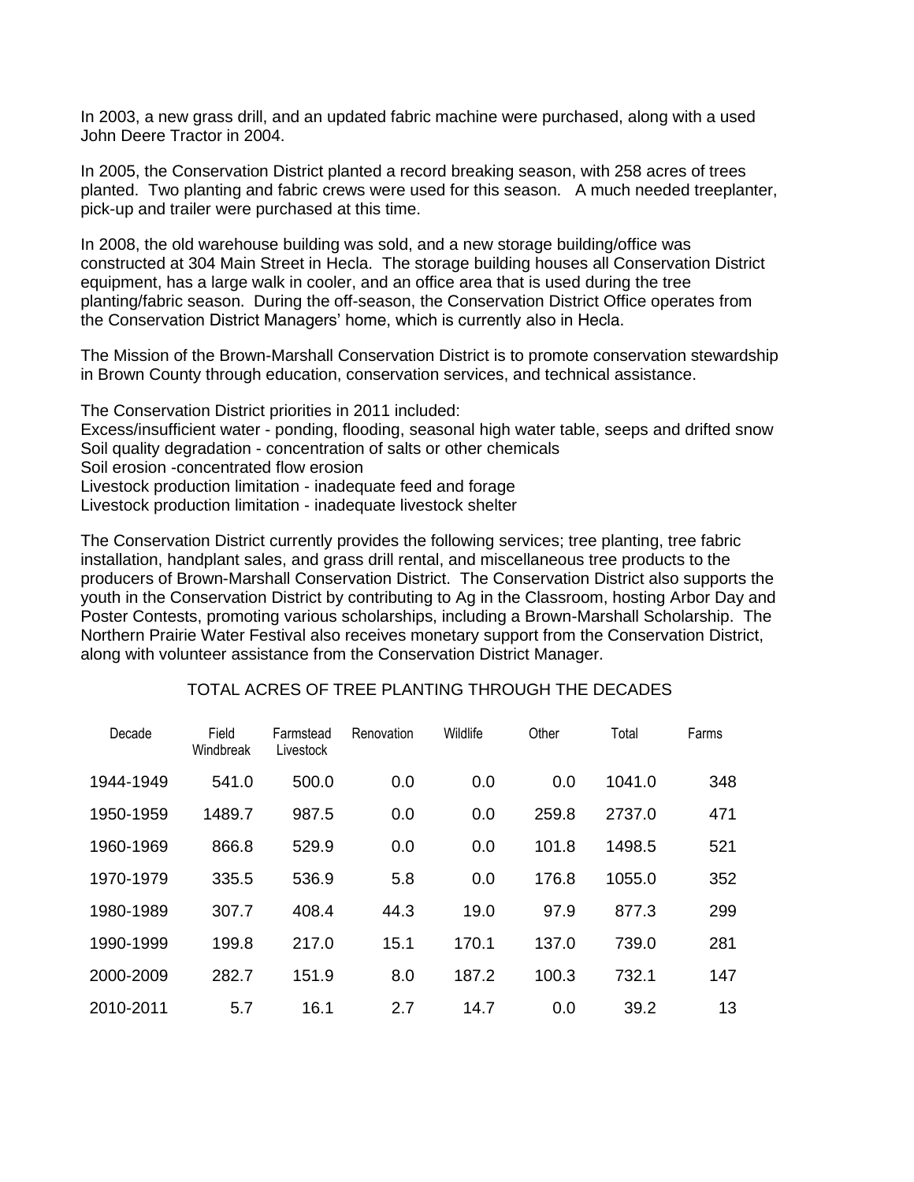In 2003, a new grass drill, and an updated fabric machine were purchased, along with a used John Deere Tractor in 2004.

In 2005, the Conservation District planted a record breaking season, with 258 acres of trees planted. Two planting and fabric crews were used for this season. A much needed treeplanter, pick-up and trailer were purchased at this time.

In 2008, the old warehouse building was sold, and a new storage building/office was constructed at 304 Main Street in Hecla. The storage building houses all Conservation District equipment, has a large walk in cooler, and an office area that is used during the tree planting/fabric season. During the off-season, the Conservation District Office operates from the Conservation District Managers' home, which is currently also in Hecla.

The Mission of the Brown-Marshall Conservation District is to promote conservation stewardship in Brown County through education, conservation services, and technical assistance.

The Conservation District priorities in 2011 included:
Excess/insufficient water - ponding, flooding, seasonal high water table, seeps and drifted snow
Soil quality degradation - concentration of salts or other chemicals
Soil erosion -concentrated flow erosion
Livestock production limitation - inadequate feed and forage
Livestock production limitation - inadequate livestock shelter

The Conservation District currently provides the following services; tree planting, tree fabric installation, handplant sales, and grass drill rental, and miscellaneous tree products to the producers of Brown-Marshall Conservation District. The Conservation District also supports the youth in the Conservation District by contributing to Ag in the Classroom, hosting Arbor Day and Poster Contests, promoting various scholarships, including a Brown-Marshall Scholarship. The Northern Prairie Water Festival also receives monetary support from the Conservation District, along with volunteer assistance from the Conservation District Manager.

TOTAL ACRES OF TREE PLANTING THROUGH THE DECADES

| Decade | Field Windbreak | Farmstead Livestock | Renovation | Wildlife | Other | Total | Farms |
|---|---|---|---|---|---|---|---|
| 1944-1949 | 541.0 | 500.0 | 0.0 | 0.0 | 0.0 | 1041.0 | 348 |
| 1950-1959 | 1489.7 | 987.5 | 0.0 | 0.0 | 259.8 | 2737.0 | 471 |
| 1960-1969 | 866.8 | 529.9 | 0.0 | 0.0 | 101.8 | 1498.5 | 521 |
| 1970-1979 | 335.5 | 536.9 | 5.8 | 0.0 | 176.8 | 1055.0 | 352 |
| 1980-1989 | 307.7 | 408.4 | 44.3 | 19.0 | 97.9 | 877.3 | 299 |
| 1990-1999 | 199.8 | 217.0 | 15.1 | 170.1 | 137.0 | 739.0 | 281 |
| 2000-2009 | 282.7 | 151.9 | 8.0 | 187.2 | 100.3 | 732.1 | 147 |
| 2010-2011 | 5.7 | 16.1 | 2.7 | 14.7 | 0.0 | 39.2 | 13 |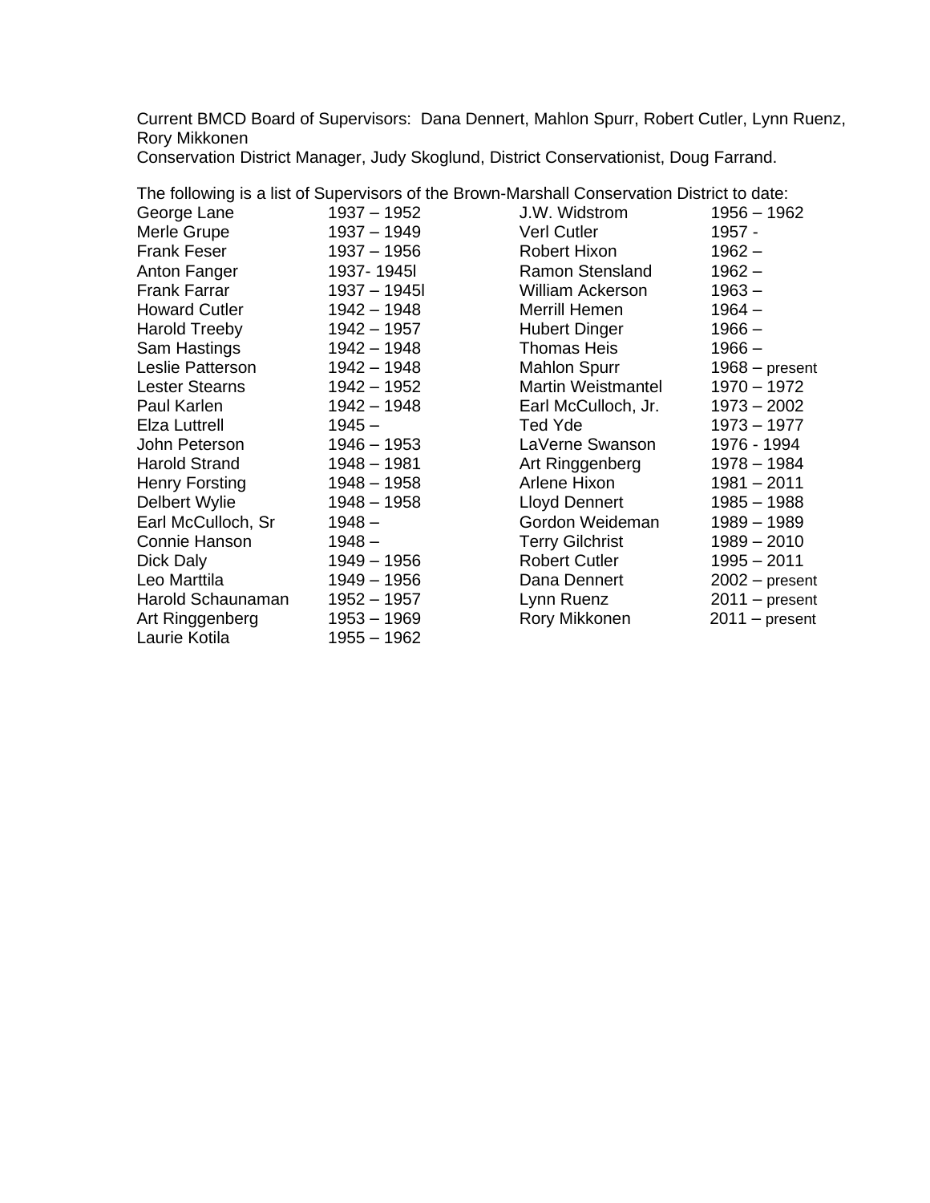Current BMCD Board of Supervisors: Dana Dennert, Mahlon Spurr, Robert Cutler, Lynn Ruenz, Rory Mikkonen

Conservation District Manager, Judy Skoglund, District Conservationist, Doug Farrand.

The following is a list of Supervisors of the Brown-Marshall Conservation District to date:

| | | | |
|---|---|---|---|
| George Lane | 1937 – 1952 | J.W. Widstrom | 1956 – 1962 |
| Merle Grupe | 1937 – 1949 | Verl Cutler | 1957 - |
| Frank Feser | 1937 – 1956 | Robert Hixon | 1962 – |
| Anton Fanger | 1937- 1945l | Ramon Stensland | 1962 – |
| Frank Farrar | 1937 – 1945l | William Ackerson | 1963 – |
| Howard Cutler | 1942 – 1948 | Merrill Hemen | 1964 – |
| Harold Treeby | 1942 – 1957 | Hubert Dinger | 1966 – |
| Sam Hastings | 1942 – 1948 | Thomas Heis | 1966 – |
| Leslie Patterson | 1942 – 1948 | Mahlon Spurr | 1968 – present |
| Lester Stearns | 1942 – 1952 | Martin Weistmantel | 1970 – 1972 |
| Paul Karlen | 1942 – 1948 | Earl McCulloch, Jr. | 1973 – 2002 |
| Elza Luttrell | 1945 – | Ted Yde | 1973 – 1977 |
| John Peterson | 1946 – 1953 | LaVerne Swanson | 1976 - 1994 |
| Harold Strand | 1948 – 1981 | Art Ringgenberg | 1978 – 1984 |
| Henry Forsting | 1948 – 1958 | Arlene Hixon | 1981 – 2011 |
| Delbert Wylie | 1948 – 1958 | Lloyd Dennert | 1985 – 1988 |
| Earl McCulloch, Sr | 1948 – | Gordon Weideman | 1989 – 1989 |
| Connie Hanson | 1948 – | Terry Gilchrist | 1989 – 2010 |
| Dick Daly | 1949 – 1956 | Robert Cutler | 1995 – 2011 |
| Leo Marttila | 1949 – 1956 | Dana Dennert | 2002 – present |
| Harold Schaunaman | 1952 – 1957 | Lynn Ruenz | 2011 – present |
| Art Ringgenberg | 1953 – 1969 | Rory Mikkonen | 2011 – present |
| Laurie Kotila | 1955 – 1962 | | |